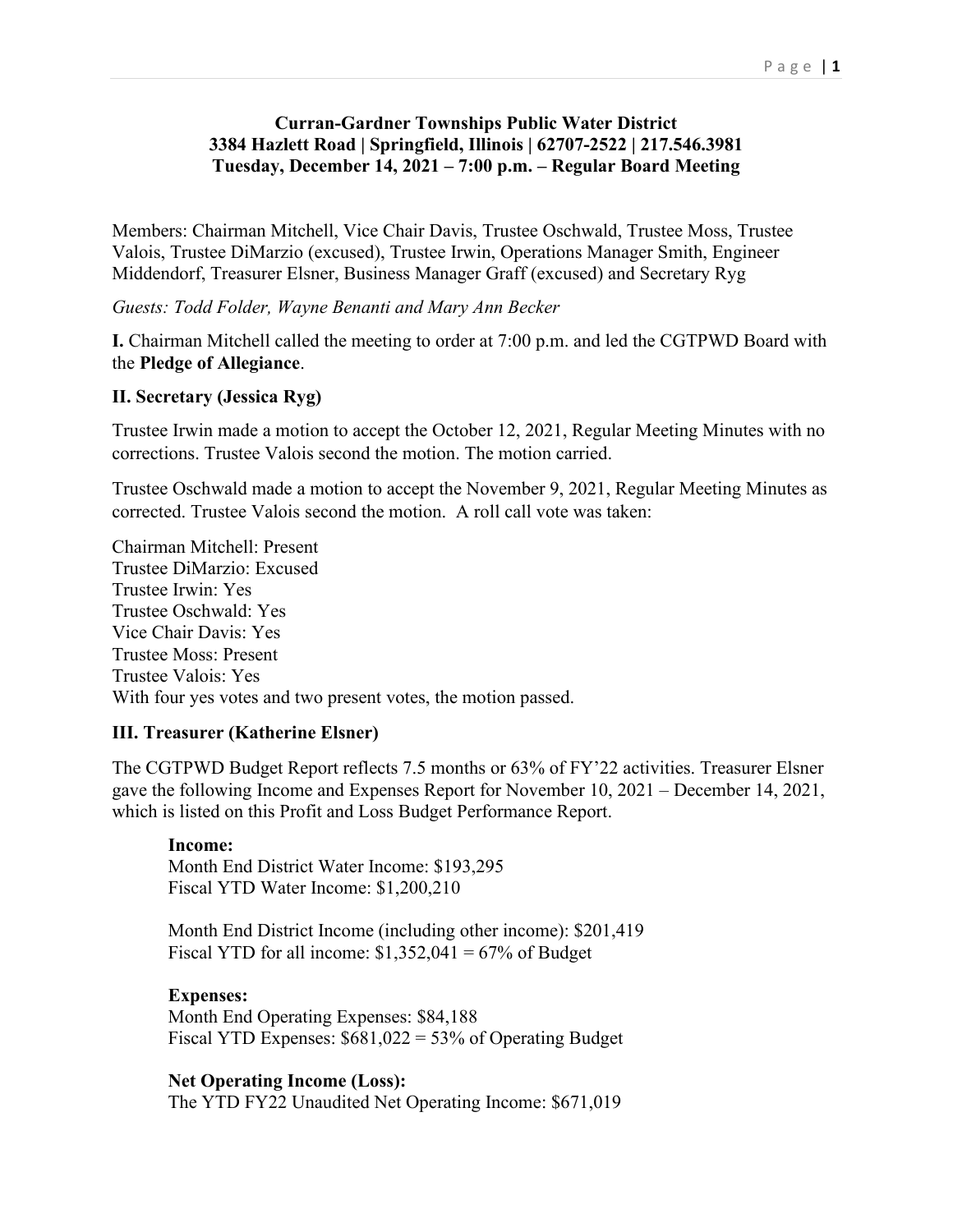**Curran-Gardner Townships Public Water District**
**3384 Hazlett Road | Springfield, Illinois | 62707-2522 | 217.546.3981**
**Tuesday, December 14, 2021 – 7:00 p.m. – Regular Board Meeting**

Members: Chairman Mitchell, Vice Chair Davis, Trustee Oschwald, Trustee Moss, Trustee Valois, Trustee DiMarzio (excused), Trustee Irwin, Operations Manager Smith, Engineer Middendorf, Treasurer Elsner, Business Manager Graff (excused) and Secretary Ryg

*Guests: Todd Folder, Wayne Benanti and Mary Ann Becker*

**I.** Chairman Mitchell called the meeting to order at 7:00 p.m. and led the CGTPWD Board with the **Pledge of Allegiance**.

**II. Secretary (Jessica Ryg)**

Trustee Irwin made a motion to accept the October 12, 2021, Regular Meeting Minutes with no corrections. Trustee Valois second the motion. The motion carried.

Trustee Oschwald made a motion to accept the November 9, 2021, Regular Meeting Minutes as corrected. Trustee Valois second the motion. A roll call vote was taken:

Chairman Mitchell: Present
Trustee DiMarzio: Excused
Trustee Irwin: Yes
Trustee Oschwald: Yes
Vice Chair Davis: Yes
Trustee Moss: Present
Trustee Valois: Yes
With four yes votes and two present votes, the motion passed.

**III. Treasurer (Katherine Elsner)**

The CGTPWD Budget Report reflects 7.5 months or 63% of FY'22 activities. Treasurer Elsner gave the following Income and Expenses Report for November 10, 2021 – December 14, 2021, which is listed on this Profit and Loss Budget Performance Report.

**Income:**
Month End District Water Income: $193,295
Fiscal YTD Water Income: $1,200,210

Month End District Income (including other income): $201,419
Fiscal YTD for all income: $1,352,041 = 67% of Budget

**Expenses:**
Month End Operating Expenses: $84,188
Fiscal YTD Expenses: $681,022 = 53% of Operating Budget

**Net Operating Income (Loss):**
The YTD FY22 Unaudited Net Operating Income: $671,019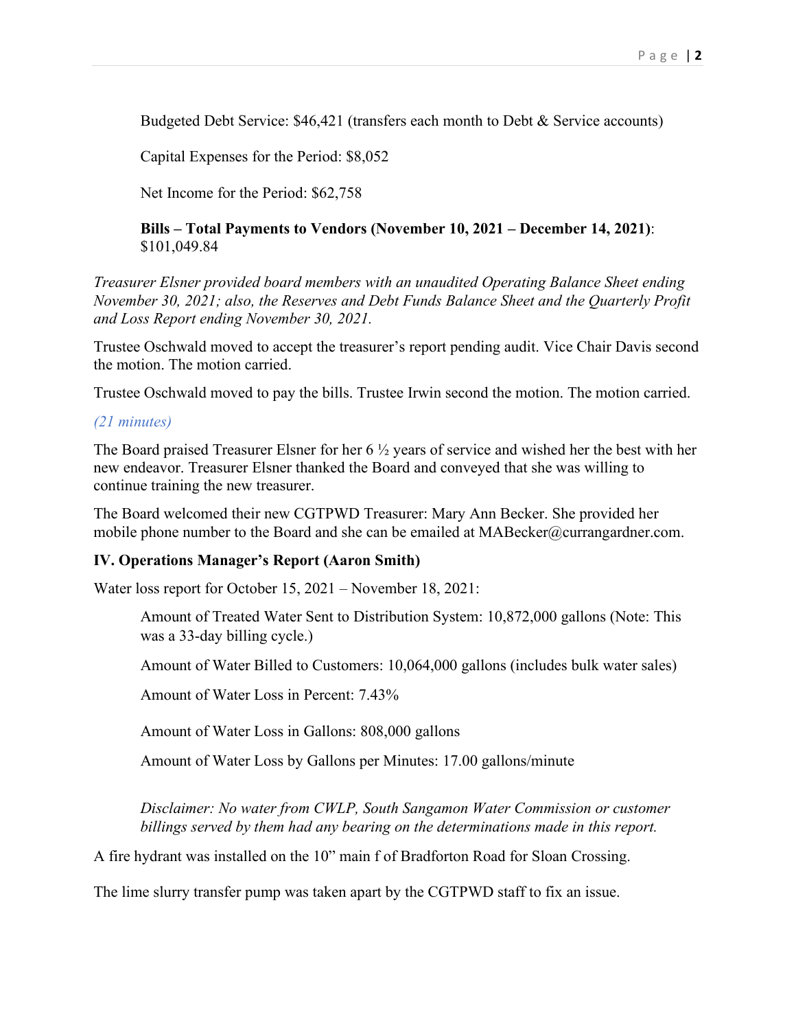Budgeted Debt Service: $46,421 (transfers each month to Debt & Service accounts)

Capital Expenses for the Period: $8,052

Net Income for the Period: $62,758

**Bills – Total Payments to Vendors (November 10, 2021 – December 14, 2021)**: $101,049.84

*Treasurer Elsner provided board members with an unaudited Operating Balance Sheet ending November 30, 2021; also, the Reserves and Debt Funds Balance Sheet and the Quarterly Profit and Loss Report ending November 30, 2021.*

Trustee Oschwald moved to accept the treasurer's report pending audit. Vice Chair Davis second the motion. The motion carried.

Trustee Oschwald moved to pay the bills. Trustee Irwin second the motion. The motion carried.

*(21 minutes)*

The Board praised Treasurer Elsner for her 6 ½ years of service and wished her the best with her new endeavor. Treasurer Elsner thanked the Board and conveyed that she was willing to continue training the new treasurer.

The Board welcomed their new CGTPWD Treasurer: Mary Ann Becker. She provided her mobile phone number to the Board and she can be emailed at MABecker@curranGardner.com.

**IV. Operations Manager's Report (Aaron Smith)**

Water loss report for October 15, 2021 – November 18, 2021:

Amount of Treated Water Sent to Distribution System: 10,872,000 gallons (Note: This was a 33-day billing cycle.)

Amount of Water Billed to Customers: 10,064,000 gallons (includes bulk water sales)

Amount of Water Loss in Percent: 7.43%

Amount of Water Loss in Gallons: 808,000 gallons

Amount of Water Loss by Gallons per Minutes: 17.00 gallons/minute

*Disclaimer: No water from CWLP, South Sangamon Water Commission or customer billings served by them had any bearing on the determinations made in this report.*

A fire hydrant was installed on the 10" main f of Bradforton Road for Sloan Crossing.

The lime slurry transfer pump was taken apart by the CGTPWD staff to fix an issue.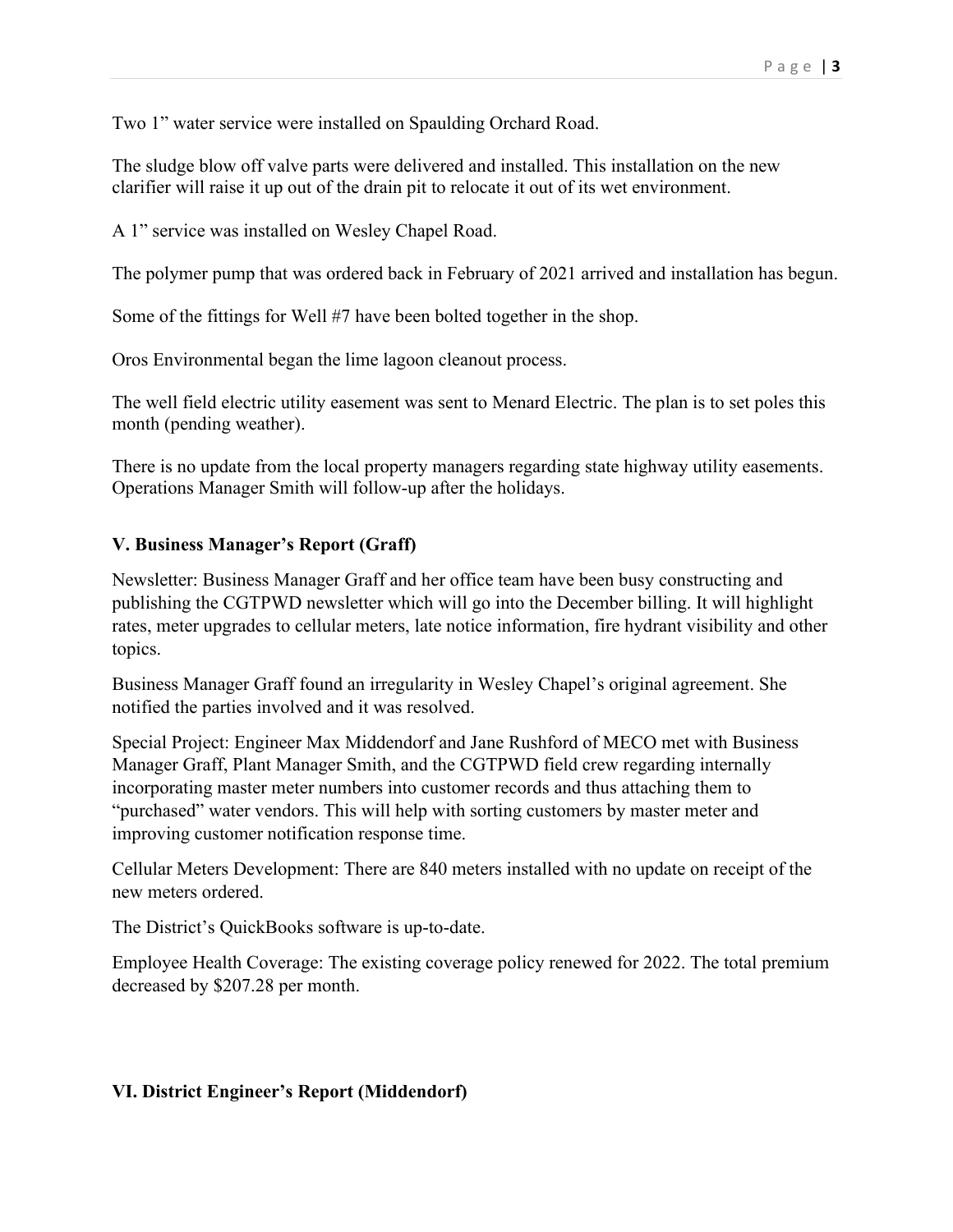Two 1” water service were installed on Spaulding Orchard Road.

The sludge blow off valve parts were delivered and installed. This installation on the new clarifier will raise it up out of the drain pit to relocate it out of its wet environment.

A 1” service was installed on Wesley Chapel Road.

The polymer pump that was ordered back in February of 2021 arrived and installation has begun.

Some of the fittings for Well #7 have been bolted together in the shop.

Oros Environmental began the lime lagoon cleanout process.

The well field electric utility easement was sent to Menard Electric. The plan is to set poles this month (pending weather).

There is no update from the local property managers regarding state highway utility easements. Operations Manager Smith will follow-up after the holidays.

### V. Business Manager’s Report (Graff)

Newsletter: Business Manager Graff and her office team have been busy constructing and publishing the CGTPWD newsletter which will go into the December billing. It will highlight rates, meter upgrades to cellular meters, late notice information, fire hydrant visibility and other topics.

Business Manager Graff found an irregularity in Wesley Chapel’s original agreement. She notified the parties involved and it was resolved.

Special Project: Engineer Max Middendorf and Jane Rushford of MECO met with Business Manager Graff, Plant Manager Smith, and the CGTPWD field crew regarding internally incorporating master meter numbers into customer records and thus attaching them to “purchased” water vendors. This will help with sorting customers by master meter and improving customer notification response time.

Cellular Meters Development: There are 840 meters installed with no update on receipt of the new meters ordered.

The District’s QuickBooks software is up-to-date.

Employee Health Coverage: The existing coverage policy renewed for 2022. The total premium decreased by $207.28 per month.

### VI. District Engineer’s Report (Middendorf)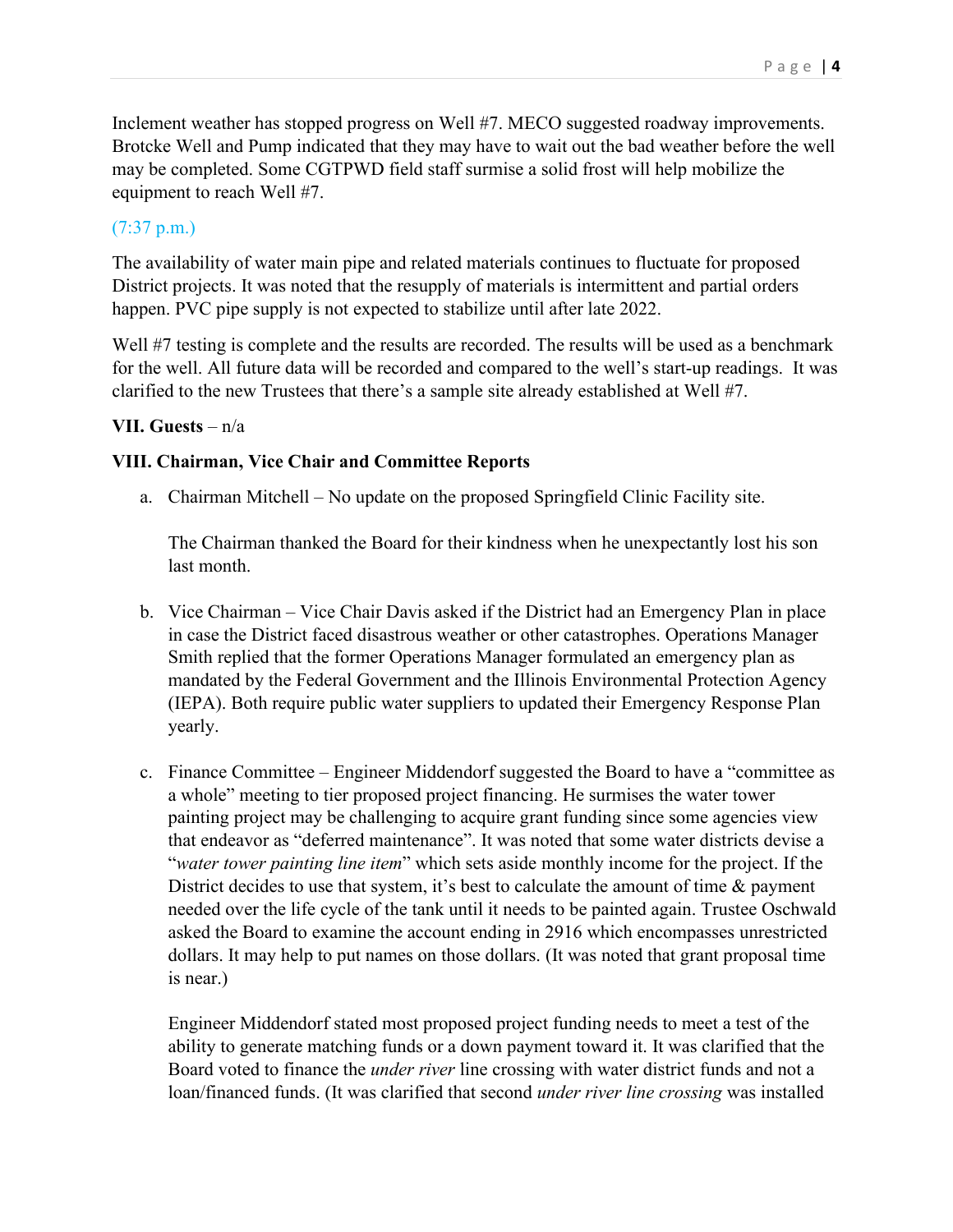Inclement weather has stopped progress on Well #7. MECO suggested roadway improvements. Brotcke Well and Pump indicated that they may have to wait out the bad weather before the well may be completed. Some CGTPWD field staff surmise a solid frost will help mobilize the equipment to reach Well #7.

(7:37 p.m.)

The availability of water main pipe and related materials continues to fluctuate for proposed District projects. It was noted that the resupply of materials is intermittent and partial orders happen. PVC pipe supply is not expected to stabilize until after late 2022.

Well #7 testing is complete and the results are recorded. The results will be used as a benchmark for the well. All future data will be recorded and compared to the well's start-up readings. It was clarified to the new Trustees that there's a sample site already established at Well #7.

**VII. Guests** – n/a

**VIII. Chairman, Vice Chair and Committee Reports**

a. Chairman Mitchell – No update on the proposed Springfield Clinic Facility site.

   The Chairman thanked the Board for their kindness when he unexpectantly lost his son last month.

b. Vice Chairman – Vice Chair Davis asked if the District had an Emergency Plan in place in case the District faced disastrous weather or other catastrophes. Operations Manager Smith replied that the former Operations Manager formulated an emergency plan as mandated by the Federal Government and the Illinois Environmental Protection Agency (IEPA). Both require public water suppliers to updated their Emergency Response Plan yearly.

c. Finance Committee – Engineer Middendorf suggested the Board to have a "committee as a whole" meeting to tier proposed project financing. He surmises the water tower painting project may be challenging to acquire grant funding since some agencies view that endeavor as "deferred maintenance". It was noted that some water districts devise a "*water tower painting line item*" which sets aside monthly income for the project. If the District decides to use that system, it's best to calculate the amount of time & payment needed over the life cycle of the tank until it needs to be painted again. Trustee Oschwald asked the Board to examine the account ending in 2916 which encompasses unrestricted dollars. It may help to put names on those dollars. (It was noted that grant proposal time is near.)

   Engineer Middendorf stated most proposed project funding needs to meet a test of the ability to generate matching funds or a down payment toward it. It was clarified that the Board voted to finance the *under river* line crossing with water district funds and not a loan/financed funds. (It was clarified that second *under river line crossing* was installed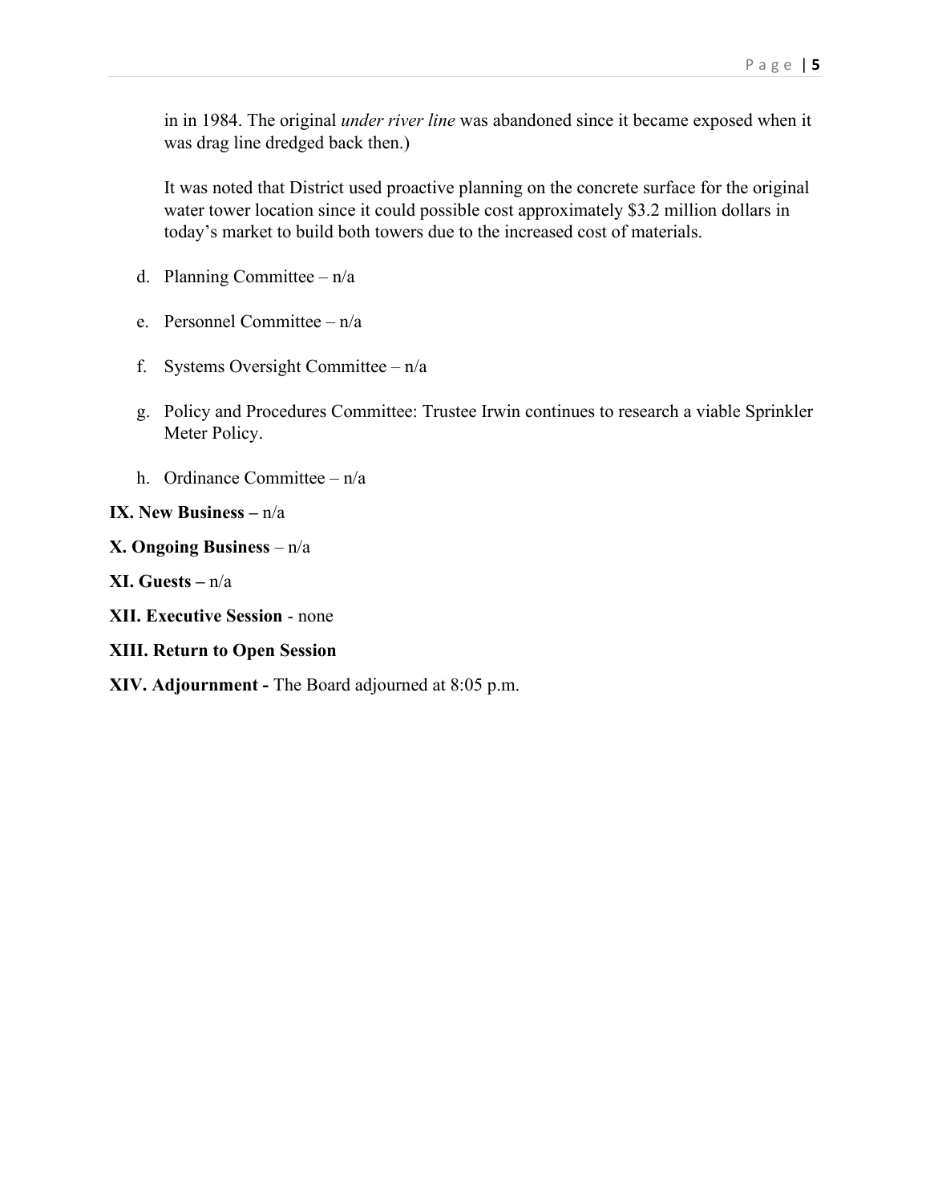in in 1984. The original *under river line* was abandoned since it became exposed when it was drag line dredged back then.)

It was noted that District used proactive planning on the concrete surface for the original water tower location since it could possible cost approximately $3.2 million dollars in today's market to build both towers due to the increased cost of materials.

d. Planning Committee – n/a

e. Personnel Committee – n/a

f. Systems Oversight Committee – n/a

g. Policy and Procedures Committee: Trustee Irwin continues to research a viable Sprinkler Meter Policy.

h. Ordinance Committee – n/a

**IX. New Business –** n/a

**X. Ongoing Business** – n/a

**XI. Guests –** n/a

**XII. Executive Session** - none

**XIII. Return to Open Session**

**XIV. Adjournment -** The Board adjourned at 8:05 p.m.